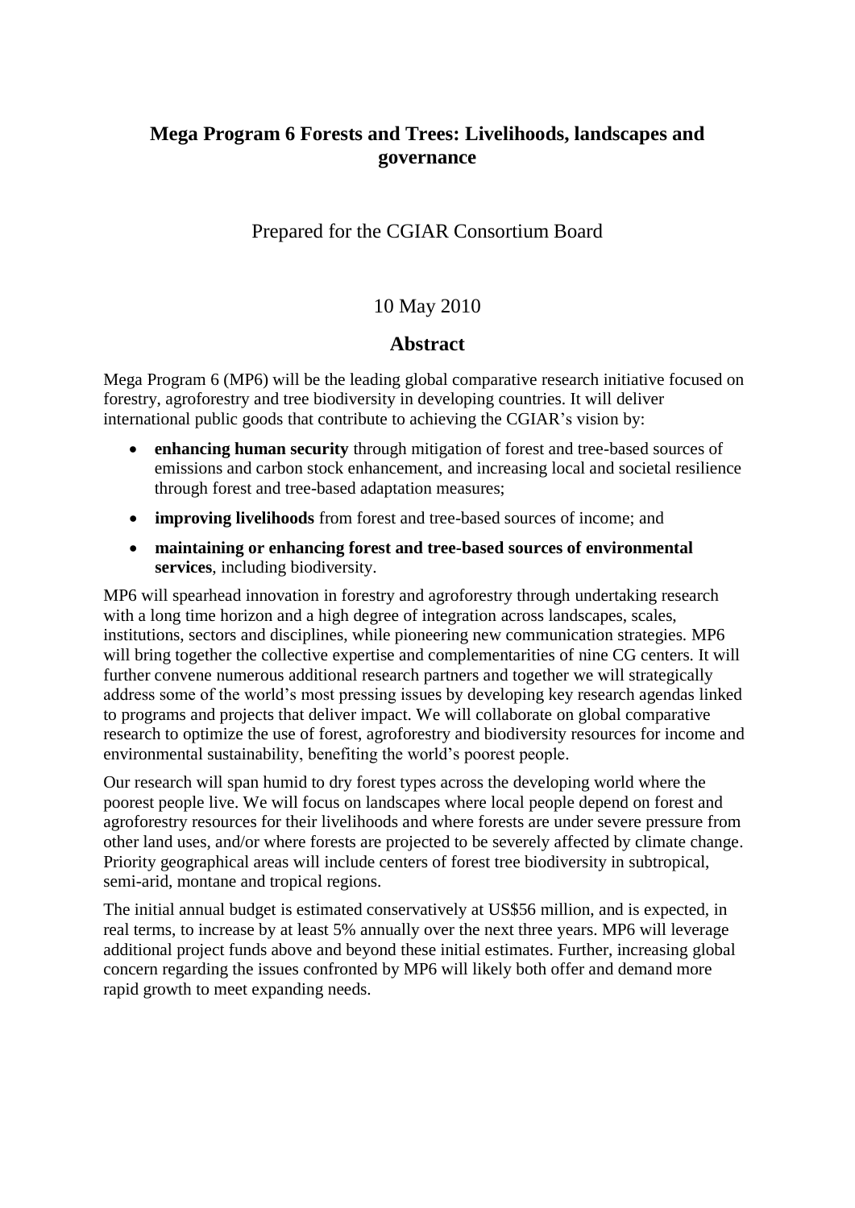# Mega Program 6 Forests and Trees: Livelihoods, landscapes and governance

Prepared for the CGIAR Consortium Board

10 May 2010

## Abstract

Mega Program 6 (MP6) will be the leading global comparative research initiative focused on forestry, agroforestry and tree biodiversity in developing countries. It will deliver international public goods that contribute to achieving the CGIAR's vision by:

- **enhancing human security** through mitigation of forest and tree-based sources of emissions and carbon stock enhancement, and increasing local and societal resilience through forest and tree-based adaptation measures;
- **improving livelihoods** from forest and tree-based sources of income; and
- **maintaining or enhancing forest and tree-based sources of environmental services**, including biodiversity.

MP6 will spearhead innovation in forestry and agroforestry through undertaking research with a long time horizon and a high degree of integration across landscapes, scales, institutions, sectors and disciplines, while pioneering new communication strategies. MP6 will bring together the collective expertise and complementarities of nine CG centers. It will further convene numerous additional research partners and together we will strategically address some of the world's most pressing issues by developing key research agendas linked to programs and projects that deliver impact. We will collaborate on global comparative research to optimize the use of forest, agroforestry and biodiversity resources for income and environmental sustainability, benefiting the world's poorest people.

Our research will span humid to dry forest types across the developing world where the poorest people live. We will focus on landscapes where local people depend on forest and agroforestry resources for their livelihoods and where forests are under severe pressure from other land uses, and/or where forests are projected to be severely affected by climate change. Priority geographical areas will include centers of forest tree biodiversity in subtropical, semi-arid, montane and tropical regions.

The initial annual budget is estimated conservatively at US$56 million, and is expected, in real terms, to increase by at least 5% annually over the next three years. MP6 will leverage additional project funds above and beyond these initial estimates. Further, increasing global concern regarding the issues confronted by MP6 will likely both offer and demand more rapid growth to meet expanding needs.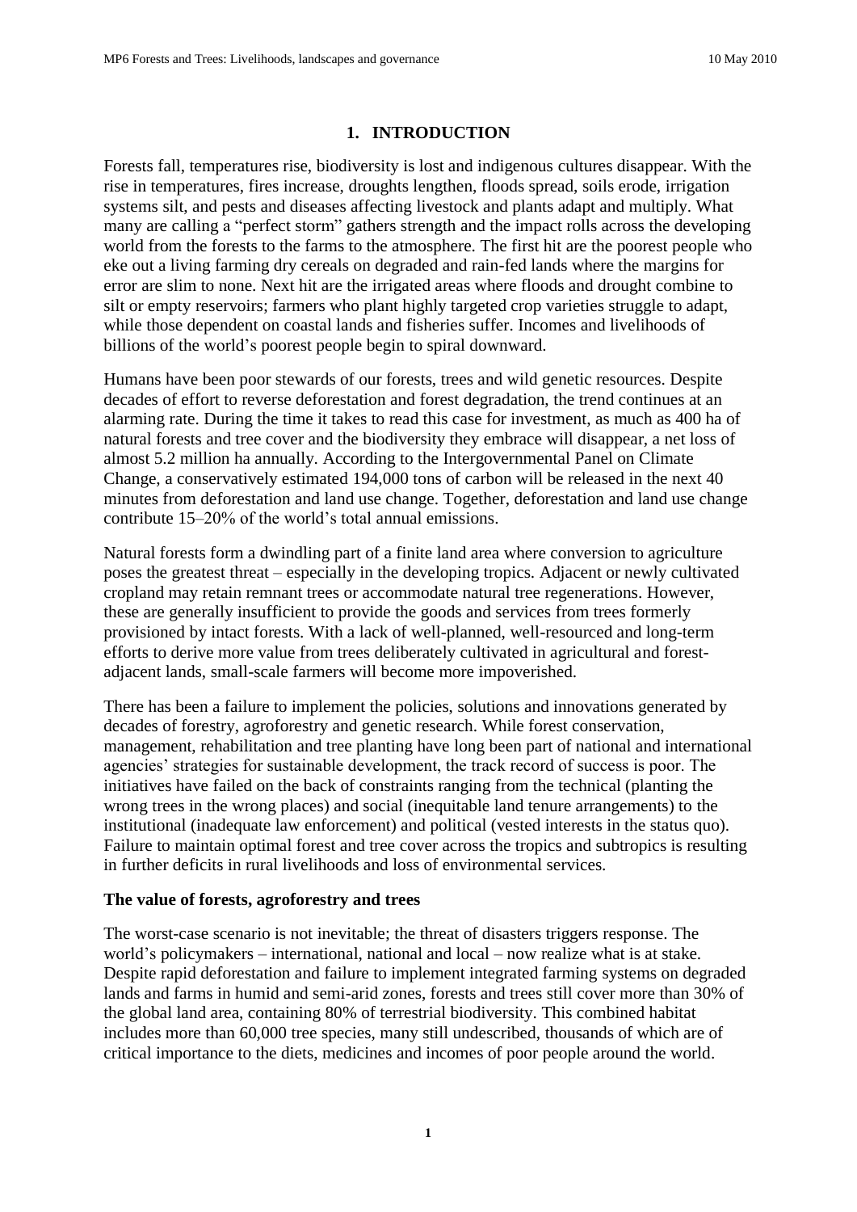# 1. INTRODUCTION

Forests fall, temperatures rise, biodiversity is lost and indigenous cultures disappear. With the rise in temperatures, fires increase, droughts lengthen, floods spread, soils erode, irrigation systems silt, and pests and diseases affecting livestock and plants adapt and multiply. What many are calling a "perfect storm" gathers strength and the impact rolls across the developing world from the forests to the farms to the atmosphere. The first hit are the poorest people who eke out a living farming dry cereals on degraded and rain-fed lands where the margins for error are slim to none. Next hit are the irrigated areas where floods and drought combine to silt or empty reservoirs; farmers who plant highly targeted crop varieties struggle to adapt, while those dependent on coastal lands and fisheries suffer. Incomes and livelihoods of billions of the world's poorest people begin to spiral downward.

Humans have been poor stewards of our forests, trees and wild genetic resources. Despite decades of effort to reverse deforestation and forest degradation, the trend continues at an alarming rate. During the time it takes to read this case for investment, as much as 400 ha of natural forests and tree cover and the biodiversity they embrace will disappear, a net loss of almost 5.2 million ha annually. According to the Intergovernmental Panel on Climate Change, a conservatively estimated 194,000 tons of carbon will be released in the next 40 minutes from deforestation and land use change. Together, deforestation and land use change contribute 15–20% of the world's total annual emissions.

Natural forests form a dwindling part of a finite land area where conversion to agriculture poses the greatest threat – especially in the developing tropics. Adjacent or newly cultivated cropland may retain remnant trees or accommodate natural tree regenerations. However, these are generally insufficient to provide the goods and services from trees formerly provisioned by intact forests. With a lack of well-planned, well-resourced and long-term efforts to derive more value from trees deliberately cultivated in agricultural and forest-adjacent lands, small-scale farmers will become more impoverished.

There has been a failure to implement the policies, solutions and innovations generated by decades of forestry, agroforestry and genetic research. While forest conservation, management, rehabilitation and tree planting have long been part of national and international agencies' strategies for sustainable development, the track record of success is poor. The initiatives have failed on the back of constraints ranging from the technical (planting the wrong trees in the wrong places) and social (inequitable land tenure arrangements) to the institutional (inadequate law enforcement) and political (vested interests in the status quo). Failure to maintain optimal forest and tree cover across the tropics and subtropics is resulting in further deficits in rural livelihoods and loss of environmental services.

### The value of forests, agroforestry and trees

The worst-case scenario is not inevitable; the threat of disasters triggers response. The world's policymakers – international, national and local – now realize what is at stake. Despite rapid deforestation and failure to implement integrated farming systems on degraded lands and farms in humid and semi-arid zones, forests and trees still cover more than 30% of the global land area, containing 80% of terrestrial biodiversity. This combined habitat includes more than 60,000 tree species, many still undescribed, thousands of which are of critical importance to the diets, medicines and incomes of poor people around the world.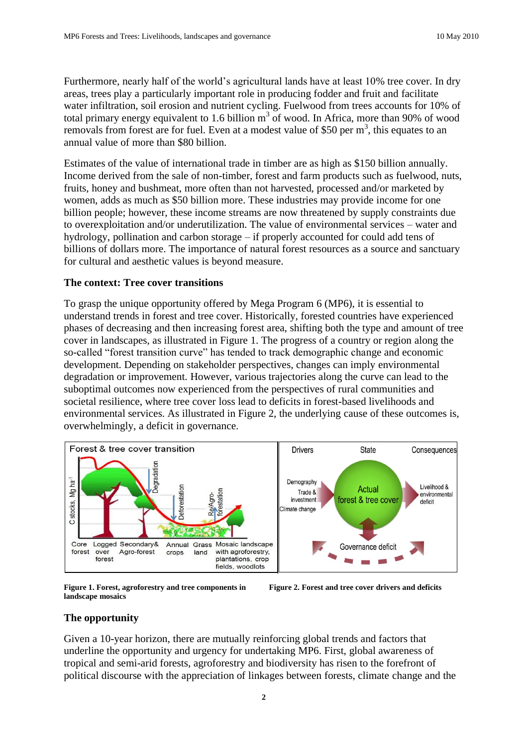Furthermore, nearly half of the world's agricultural lands have at least 10% tree cover. In dry areas, trees play a particularly important role in producing fodder and fruit and facilitate water infiltration, soil erosion and nutrient cycling. Fuelwood from trees accounts for 10% of total primary energy equivalent to 1.6 billion $m^3$ of wood. In Africa, more than 90% of wood removals from forest are for fuel. Even at a modest value of \$50 per $m^3$, this equates to an annual value of more than \$80 billion.

Estimates of the value of international trade in timber are as high as \$150 billion annually. Income derived from the sale of non-timber, forest and farm products such as fuelwood, nuts, fruits, honey and bushmeat, more often than not harvested, processed and/or marketed by women, adds as much as \$50 billion more. These industries may provide income for one billion people; however, these income streams are now threatened by supply constraints due to overexploitation and/or underutilization. The value of environmental services – water and hydrology, pollination and carbon storage – if properly accounted for could add tens of billions of dollars more. The importance of natural forest resources as a source and sanctuary for cultural and aesthetic values is beyond measure.

### The context: Tree cover transitions

To grasp the unique opportunity offered by Mega Program 6 (MP6), it is essential to understand trends in forest and tree cover. Historically, forested countries have experienced phases of decreasing and then increasing forest area, shifting both the type and amount of tree cover in landscapes, as illustrated in Figure 1. The progress of a country or region along the so-called "forest transition curve" has tended to track demographic change and economic development. Depending on stakeholder perspectives, changes can imply environmental degradation or improvement. However, various trajectories along the curve can lead to the suboptimal outcomes now experienced from the perspectives of rural communities and societal resilience, where tree cover loss lead to deficits in forest-based livelihoods and environmental services. As illustrated in Figure 2, the underlying cause of these outcomes is, overwhelmingly, a deficit in governance.

**Figure 1. Forest, agroforestry and tree components in landscape mosaics**

**Figure 2. Forest and tree cover drivers and deficits**

### The opportunity

Given a 10-year horizon, there are mutually reinforcing global trends and factors that underline the opportunity and urgency for undertaking MP6. First, global awareness of tropical and semi-arid forests, agroforestry and biodiversity has risen to the forefront of political discourse with the appreciation of linkages between forests, climate change and the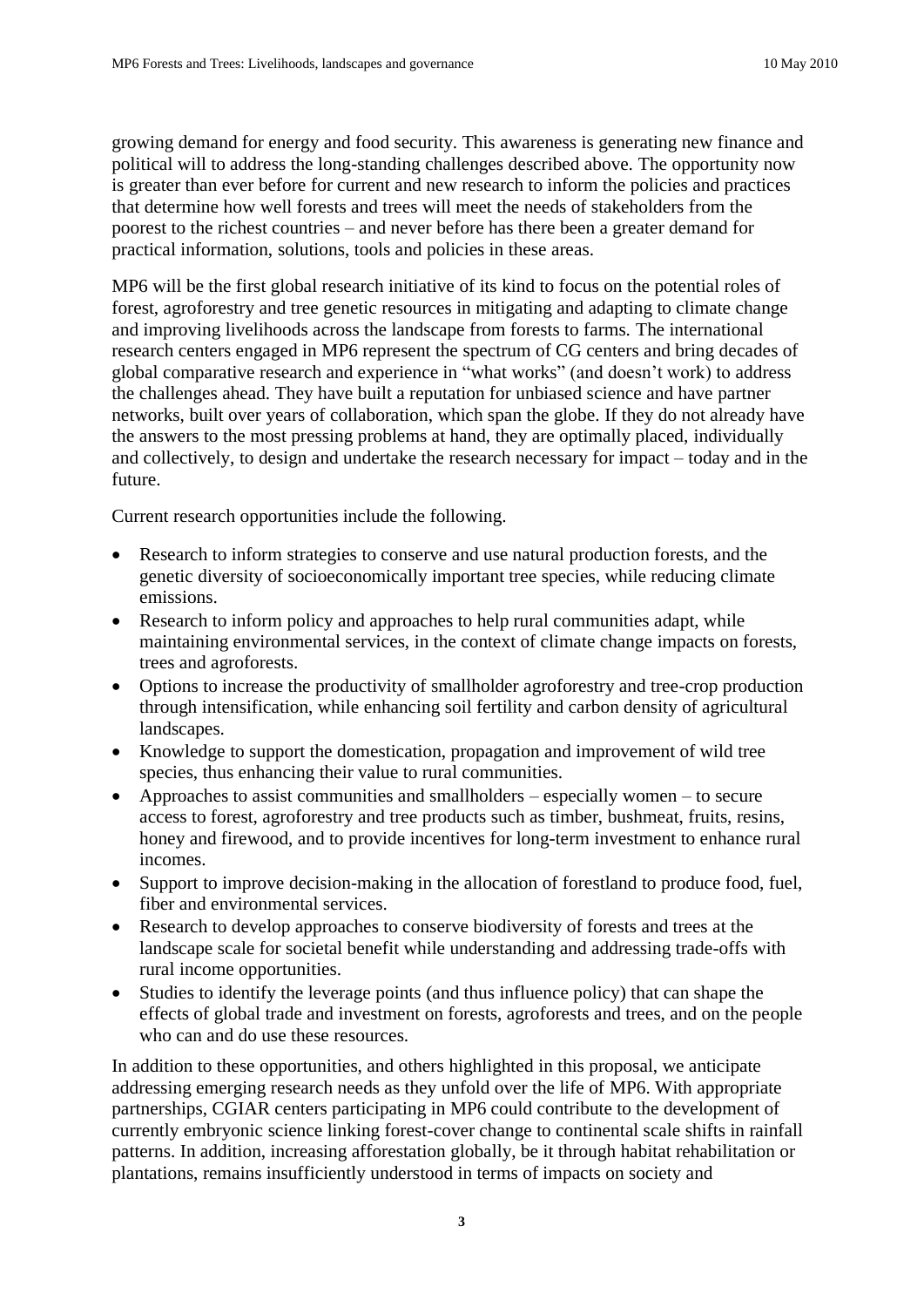growing demand for energy and food security. This awareness is generating new finance and political will to address the long-standing challenges described above. The opportunity now is greater than ever before for current and new research to inform the policies and practices that determine how well forests and trees will meet the needs of stakeholders from the poorest to the richest countries – and never before has there been a greater demand for practical information, solutions, tools and policies in these areas.

MP6 will be the first global research initiative of its kind to focus on the potential roles of forest, agroforestry and tree genetic resources in mitigating and adapting to climate change and improving livelihoods across the landscape from forests to farms. The international research centers engaged in MP6 represent the spectrum of CG centers and bring decades of global comparative research and experience in "what works" (and doesn't work) to address the challenges ahead. They have built a reputation for unbiased science and have partner networks, built over years of collaboration, which span the globe. If they do not already have the answers to the most pressing problems at hand, they are optimally placed, individually and collectively, to design and undertake the research necessary for impact – today and in the future.

Current research opportunities include the following.

- Research to inform strategies to conserve and use natural production forests, and the genetic diversity of socioeconomically important tree species, while reducing climate emissions.
- Research to inform policy and approaches to help rural communities adapt, while maintaining environmental services, in the context of climate change impacts on forests, trees and agroforests.
- Options to increase the productivity of smallholder agroforestry and tree-crop production through intensification, while enhancing soil fertility and carbon density of agricultural landscapes.
- Knowledge to support the domestication, propagation and improvement of wild tree species, thus enhancing their value to rural communities.
- Approaches to assist communities and smallholders – especially women – to secure access to forest, agroforestry and tree products such as timber, bushmeat, fruits, resins, honey and firewood, and to provide incentives for long-term investment to enhance rural incomes.
- Support to improve decision-making in the allocation of forestland to produce food, fuel, fiber and environmental services.
- Research to develop approaches to conserve biodiversity of forests and trees at the landscape scale for societal benefit while understanding and addressing trade-offs with rural income opportunities.
- Studies to identify the leverage points (and thus influence policy) that can shape the effects of global trade and investment on forests, agroforests and trees, and on the people who can and do use these resources.

In addition to these opportunities, and others highlighted in this proposal, we anticipate addressing emerging research needs as they unfold over the life of MP6. With appropriate partnerships, CGIAR centers participating in MP6 could contribute to the development of currently embryonic science linking forest-cover change to continental scale shifts in rainfall patterns. In addition, increasing afforestation globally, be it through habitat rehabilitation or plantations, remains insufficiently understood in terms of impacts on society and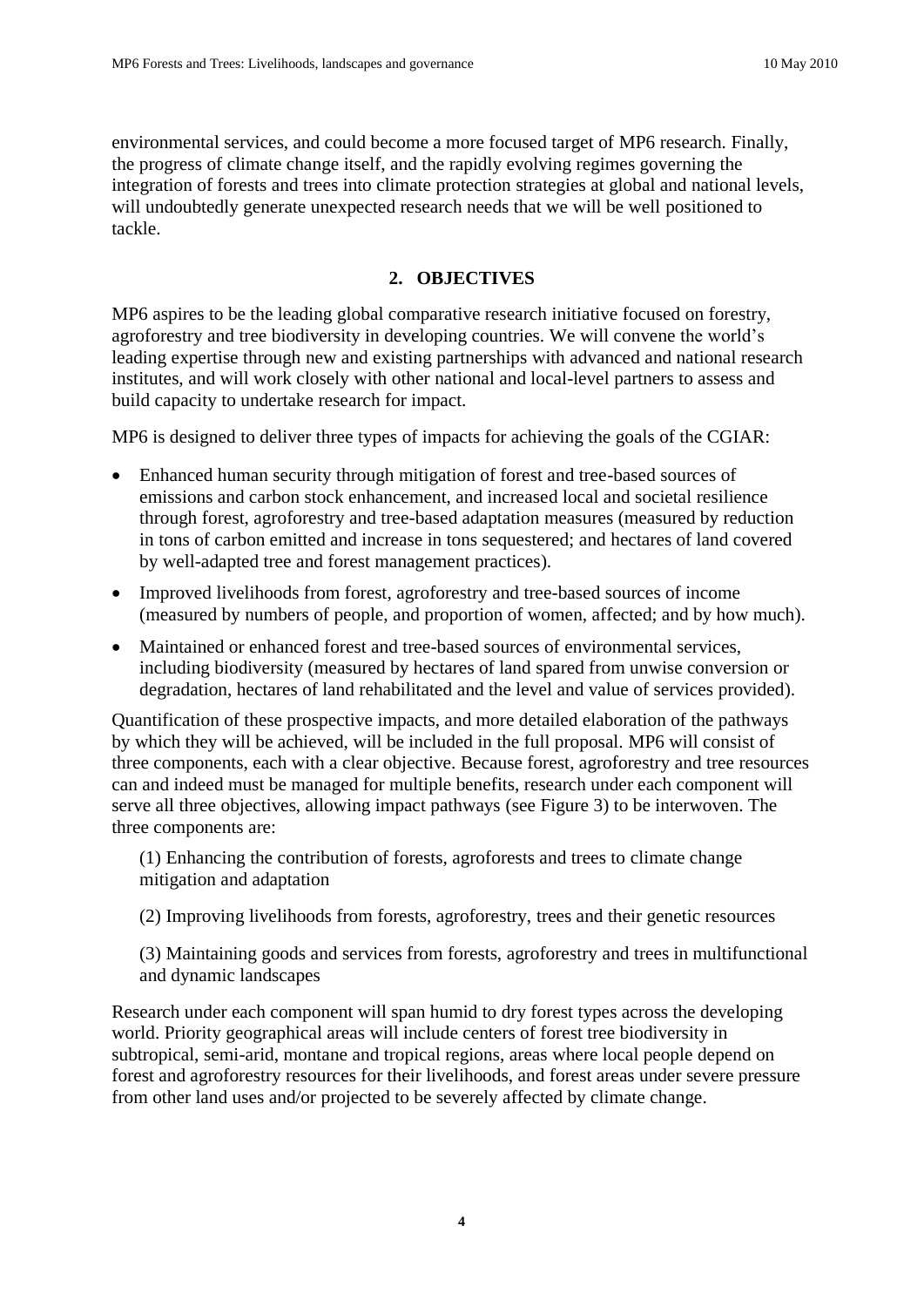environmental services, and could become a more focused target of MP6 research. Finally, the progress of climate change itself, and the rapidly evolving regimes governing the integration of forests and trees into climate protection strategies at global and national levels, will undoubtedly generate unexpected research needs that we will be well positioned to tackle.

## 2. OBJECTIVES

MP6 aspires to be the leading global comparative research initiative focused on forestry, agroforestry and tree biodiversity in developing countries. We will convene the world's leading expertise through new and existing partnerships with advanced and national research institutes, and will work closely with other national and local-level partners to assess and build capacity to undertake research for impact.

MP6 is designed to deliver three types of impacts for achieving the goals of the CGIAR:

- Enhanced human security through mitigation of forest and tree-based sources of emissions and carbon stock enhancement, and increased local and societal resilience through forest, agroforestry and tree-based adaptation measures (measured by reduction in tons of carbon emitted and increase in tons sequestered; and hectares of land covered by well-adapted tree and forest management practices).
- Improved livelihoods from forest, agroforestry and tree-based sources of income (measured by numbers of people, and proportion of women, affected; and by how much).
- Maintained or enhanced forest and tree-based sources of environmental services, including biodiversity (measured by hectares of land spared from unwise conversion or degradation, hectares of land rehabilitated and the level and value of services provided).

Quantification of these prospective impacts, and more detailed elaboration of the pathways by which they will be achieved, will be included in the full proposal. MP6 will consist of three components, each with a clear objective. Because forest, agroforestry and tree resources can and indeed must be managed for multiple benefits, research under each component will serve all three objectives, allowing impact pathways (see Figure 3) to be interwoven. The three components are:

(1) Enhancing the contribution of forests, agroforests and trees to climate change mitigation and adaptation

(2) Improving livelihoods from forests, agroforestry, trees and their genetic resources

(3) Maintaining goods and services from forests, agroforestry and trees in multifunctional and dynamic landscapes

Research under each component will span humid to dry forest types across the developing world. Priority geographical areas will include centers of forest tree biodiversity in subtropical, semi-arid, montane and tropical regions, areas where local people depend on forest and agroforestry resources for their livelihoods, and forest areas under severe pressure from other land uses and/or projected to be severely affected by climate change.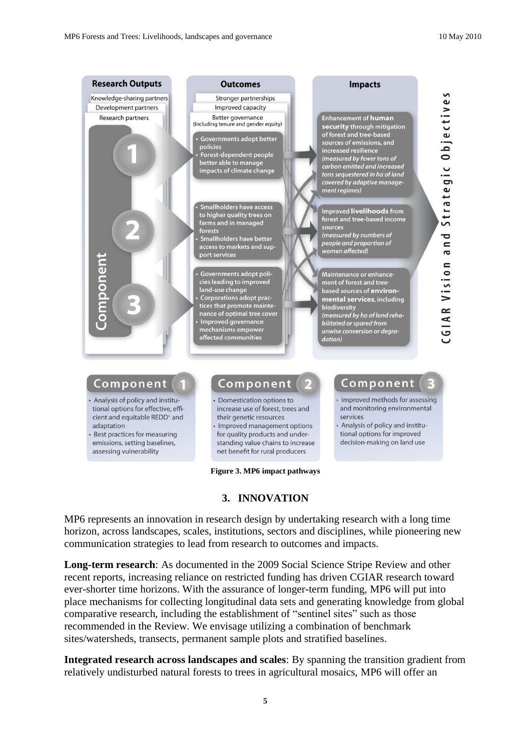**Research Outputs**

Knowledge-sharing partners

Development partners

Research partners

**Outcomes**

Stronger partnerships

Improved capacity

Better governance (Including tenure and gender equity)

**Impacts**

Component 1:

- Governments adopt better policies
- Forest-dependent people better able to manage impacts of climate change

Component 2:

- Smallholders have access to higher quality trees on farms and in managed forests
- Smallholders have better access to markets and support services

Component 3:

- Governments adopt policies leading to improved land-use change
- Corporations adopt practices that promote maintenance of optimal tree cover
- Improved governance mechanisms empower affected communities

Enhancement of **human security** through mitigation of forest and tree-based sources of emissions, and increased resilience *(measured by fewer tons of carbon emitted and increased tons sequestered in ha of land covered by adaptive management regimes)*

Improved **livelihoods** from forest and tree-based income sources *(measured by numbers of people and proportion of women affected)*

Maintenance or enhancement of forest and tree-based sources of **environmental services**, including biodiversity *(measured by ha of land rehabilitated or spared from unwise conversion or degradation)*

CGIAR Vision and Strategic Objectives

**Component 1**

- Analysis of policy and institutional options for effective, efficient and equitable REDD+ and adaptation
- Best practices for measuring emissions, setting baselines, assessing vulnerability

**Component 2**

- Domestication options to increase use of forest, trees and their genetic resources
- Improved management options for quality products and understanding value chains to increase net benefit for rural producers

**Component 3**

- Improved methods for assessing and monitoring environmental services
- Analysis of policy and institutional options for improved decision-making on land use

**Figure 3. MP6 impact pathways**

## 3. INNOVATION

MP6 represents an innovation in research design by undertaking research with a long time horizon, across landscapes, scales, institutions, sectors and disciplines, while pioneering new communication strategies to lead from research to outcomes and impacts.

**Long-term research**: As documented in the 2009 Social Science Stripe Review and other recent reports, increasing reliance on restricted funding has driven CGIAR research toward ever-shorter time horizons. With the assurance of longer-term funding, MP6 will put into place mechanisms for collecting longitudinal data sets and generating knowledge from global comparative research, including the establishment of "sentinel sites" such as those recommended in the Review. We envisage utilizing a combination of benchmark sites/watersheds, transects, permanent sample plots and stratified baselines.

**Integrated research across landscapes and scales**: By spanning the transition gradient from relatively undisturbed natural forests to trees in agricultural mosaics, MP6 will offer an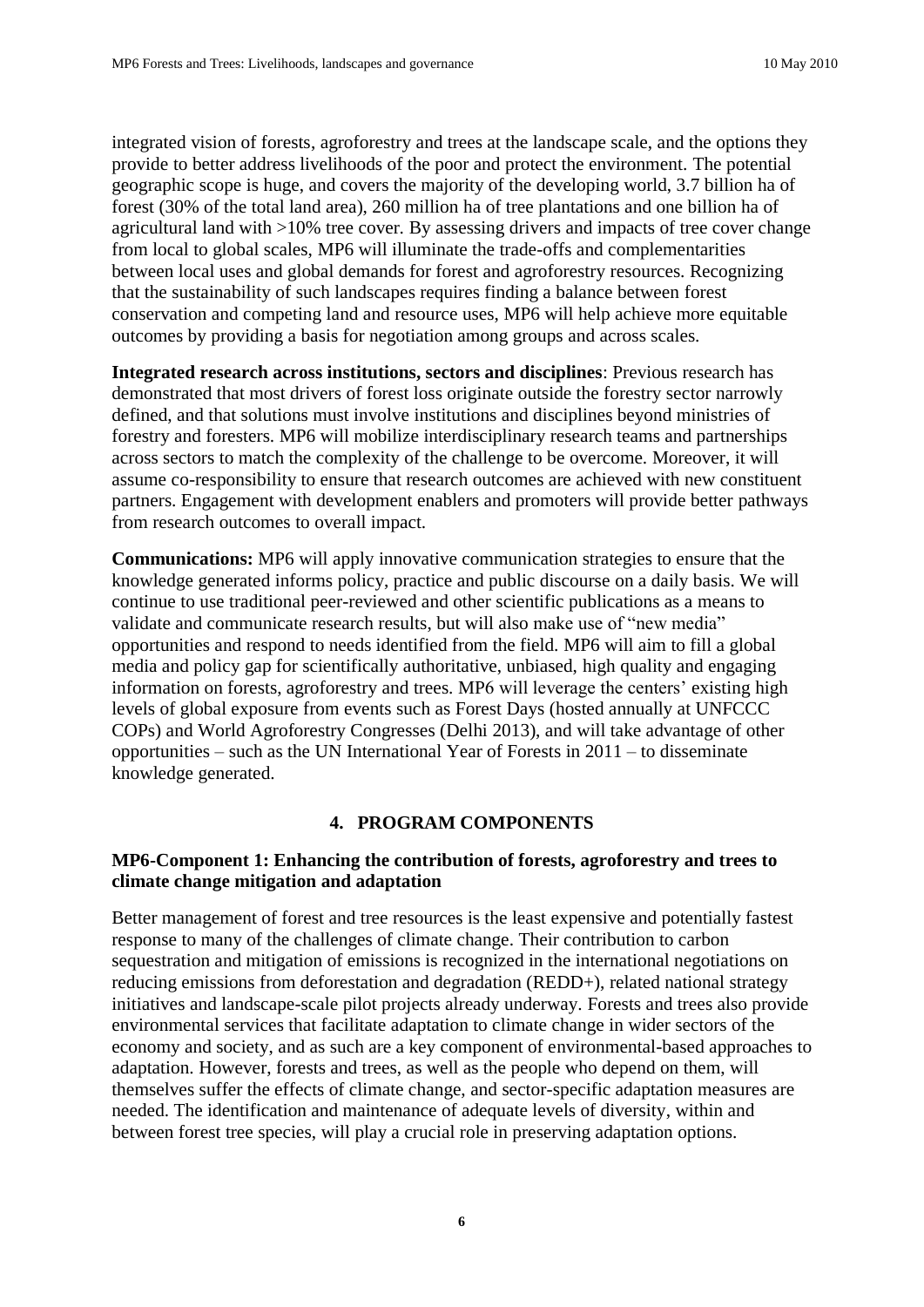integrated vision of forests, agroforestry and trees at the landscape scale, and the options they provide to better address livelihoods of the poor and protect the environment. The potential geographic scope is huge, and covers the majority of the developing world, 3.7 billion ha of forest (30% of the total land area), 260 million ha of tree plantations and one billion ha of agricultural land with >10% tree cover. By assessing drivers and impacts of tree cover change from local to global scales, MP6 will illuminate the trade-offs and complementarities between local uses and global demands for forest and agroforestry resources. Recognizing that the sustainability of such landscapes requires finding a balance between forest conservation and competing land and resource uses, MP6 will help achieve more equitable outcomes by providing a basis for negotiation among groups and across scales.

**Integrated research across institutions, sectors and disciplines**: Previous research has demonstrated that most drivers of forest loss originate outside the forestry sector narrowly defined, and that solutions must involve institutions and disciplines beyond ministries of forestry and foresters. MP6 will mobilize interdisciplinary research teams and partnerships across sectors to match the complexity of the challenge to be overcome. Moreover, it will assume co-responsibility to ensure that research outcomes are achieved with new constituent partners. Engagement with development enablers and promoters will provide better pathways from research outcomes to overall impact.

**Communications:** MP6 will apply innovative communication strategies to ensure that the knowledge generated informs policy, practice and public discourse on a daily basis. We will continue to use traditional peer-reviewed and other scientific publications as a means to validate and communicate research results, but will also make use of "new media" opportunities and respond to needs identified from the field. MP6 will aim to fill a global media and policy gap for scientifically authoritative, unbiased, high quality and engaging information on forests, agroforestry and trees. MP6 will leverage the centers' existing high levels of global exposure from events such as Forest Days (hosted annually at UNFCCC COPs) and World Agroforestry Congresses (Delhi 2013), and will take advantage of other opportunities – such as the UN International Year of Forests in 2011 – to disseminate knowledge generated.

## 4. PROGRAM COMPONENTS

### MP6-Component 1: Enhancing the contribution of forests, agroforestry and trees to climate change mitigation and adaptation

Better management of forest and tree resources is the least expensive and potentially fastest response to many of the challenges of climate change. Their contribution to carbon sequestration and mitigation of emissions is recognized in the international negotiations on reducing emissions from deforestation and degradation (REDD+), related national strategy initiatives and landscape-scale pilot projects already underway. Forests and trees also provide environmental services that facilitate adaptation to climate change in wider sectors of the economy and society, and as such are a key component of environmental-based approaches to adaptation. However, forests and trees, as well as the people who depend on them, will themselves suffer the effects of climate change, and sector-specific adaptation measures are needed. The identification and maintenance of adequate levels of diversity, within and between forest tree species, will play a crucial role in preserving adaptation options.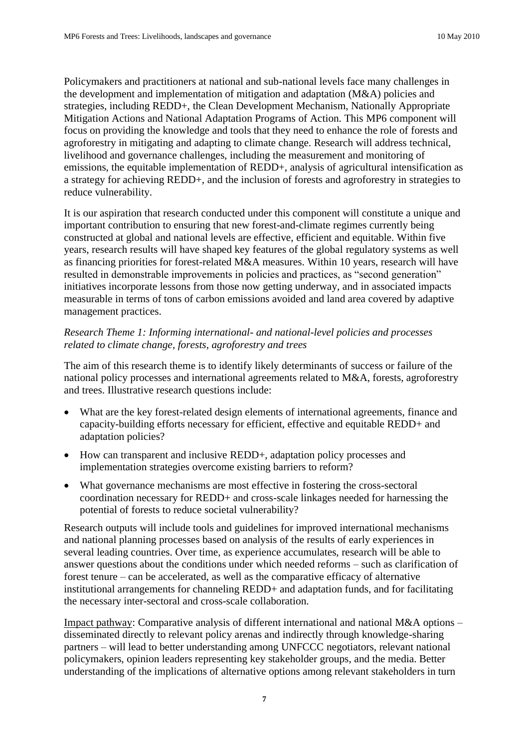Policymakers and practitioners at national and sub-national levels face many challenges in the development and implementation of mitigation and adaptation (M&A) policies and strategies, including REDD+, the Clean Development Mechanism, Nationally Appropriate Mitigation Actions and National Adaptation Programs of Action. This MP6 component will focus on providing the knowledge and tools that they need to enhance the role of forests and agroforestry in mitigating and adapting to climate change. Research will address technical, livelihood and governance challenges, including the measurement and monitoring of emissions, the equitable implementation of REDD+, analysis of agricultural intensification as a strategy for achieving REDD+, and the inclusion of forests and agroforestry in strategies to reduce vulnerability.

It is our aspiration that research conducted under this component will constitute a unique and important contribution to ensuring that new forest-and-climate regimes currently being constructed at global and national levels are effective, efficient and equitable. Within five years, research results will have shaped key features of the global regulatory systems as well as financing priorities for forest-related M&A measures. Within 10 years, research will have resulted in demonstrable improvements in policies and practices, as "second generation" initiatives incorporate lessons from those now getting underway, and in associated impacts measurable in terms of tons of carbon emissions avoided and land area covered by adaptive management practices.

*Research Theme 1: Informing international- and national-level policies and processes related to climate change, forests, agroforestry and trees*

The aim of this research theme is to identify likely determinants of success or failure of the national policy processes and international agreements related to M&A, forests, agroforestry and trees. Illustrative research questions include:

- What are the key forest-related design elements of international agreements, finance and capacity-building efforts necessary for efficient, effective and equitable REDD+ and adaptation policies?
- How can transparent and inclusive REDD+, adaptation policy processes and implementation strategies overcome existing barriers to reform?
- What governance mechanisms are most effective in fostering the cross-sectoral coordination necessary for REDD+ and cross-scale linkages needed for harnessing the potential of forests to reduce societal vulnerability?

Research outputs will include tools and guidelines for improved international mechanisms and national planning processes based on analysis of the results of early experiences in several leading countries. Over time, as experience accumulates, research will be able to answer questions about the conditions under which needed reforms – such as clarification of forest tenure – can be accelerated, as well as the comparative efficacy of alternative institutional arrangements for channeling REDD+ and adaptation funds, and for facilitating the necessary inter-sectoral and cross-scale collaboration.

Impact pathway: Comparative analysis of different international and national M&A options – disseminated directly to relevant policy arenas and indirectly through knowledge-sharing partners – will lead to better understanding among UNFCCC negotiators, relevant national policymakers, opinion leaders representing key stakeholder groups, and the media. Better understanding of the implications of alternative options among relevant stakeholders in turn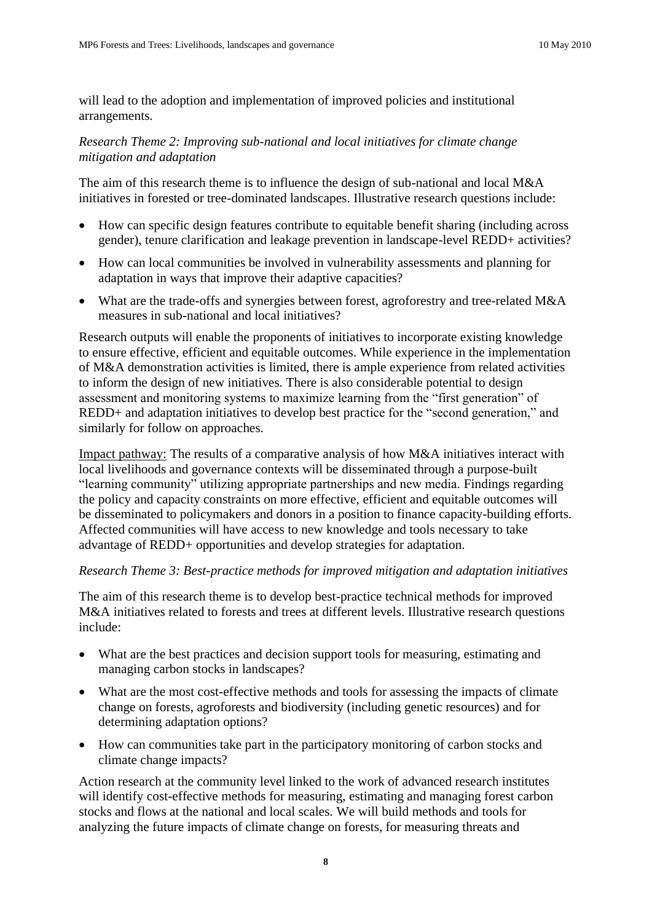will lead to the adoption and implementation of improved policies and institutional arrangements.

*Research Theme 2: Improving sub-national and local initiatives for climate change mitigation and adaptation*

The aim of this research theme is to influence the design of sub-national and local M&A initiatives in forested or tree-dominated landscapes. Illustrative research questions include:

- How can specific design features contribute to equitable benefit sharing (including across gender), tenure clarification and leakage prevention in landscape-level REDD+ activities?
- How can local communities be involved in vulnerability assessments and planning for adaptation in ways that improve their adaptive capacities?
- What are the trade-offs and synergies between forest, agroforestry and tree-related M&A measures in sub-national and local initiatives?

Research outputs will enable the proponents of initiatives to incorporate existing knowledge to ensure effective, efficient and equitable outcomes. While experience in the implementation of M&A demonstration activities is limited, there is ample experience from related activities to inform the design of new initiatives. There is also considerable potential to design assessment and monitoring systems to maximize learning from the "first generation" of REDD+ and adaptation initiatives to develop best practice for the "second generation," and similarly for follow on approaches.

<u>Impact pathway:</u> The results of a comparative analysis of how M&A initiatives interact with local livelihoods and governance contexts will be disseminated through a purpose-built "learning community" utilizing appropriate partnerships and new media. Findings regarding the policy and capacity constraints on more effective, efficient and equitable outcomes will be disseminated to policymakers and donors in a position to finance capacity-building efforts. Affected communities will have access to new knowledge and tools necessary to take advantage of REDD+ opportunities and develop strategies for adaptation.

*Research Theme 3: Best-practice methods for improved mitigation and adaptation initiatives*

The aim of this research theme is to develop best-practice technical methods for improved M&A initiatives related to forests and trees at different levels. Illustrative research questions include:

- What are the best practices and decision support tools for measuring, estimating and managing carbon stocks in landscapes?
- What are the most cost-effective methods and tools for assessing the impacts of climate change on forests, agroforests and biodiversity (including genetic resources) and for determining adaptation options?
- How can communities take part in the participatory monitoring of carbon stocks and climate change impacts?

Action research at the community level linked to the work of advanced research institutes will identify cost-effective methods for measuring, estimating and managing forest carbon stocks and flows at the national and local scales. We will build methods and tools for analyzing the future impacts of climate change on forests, for measuring threats and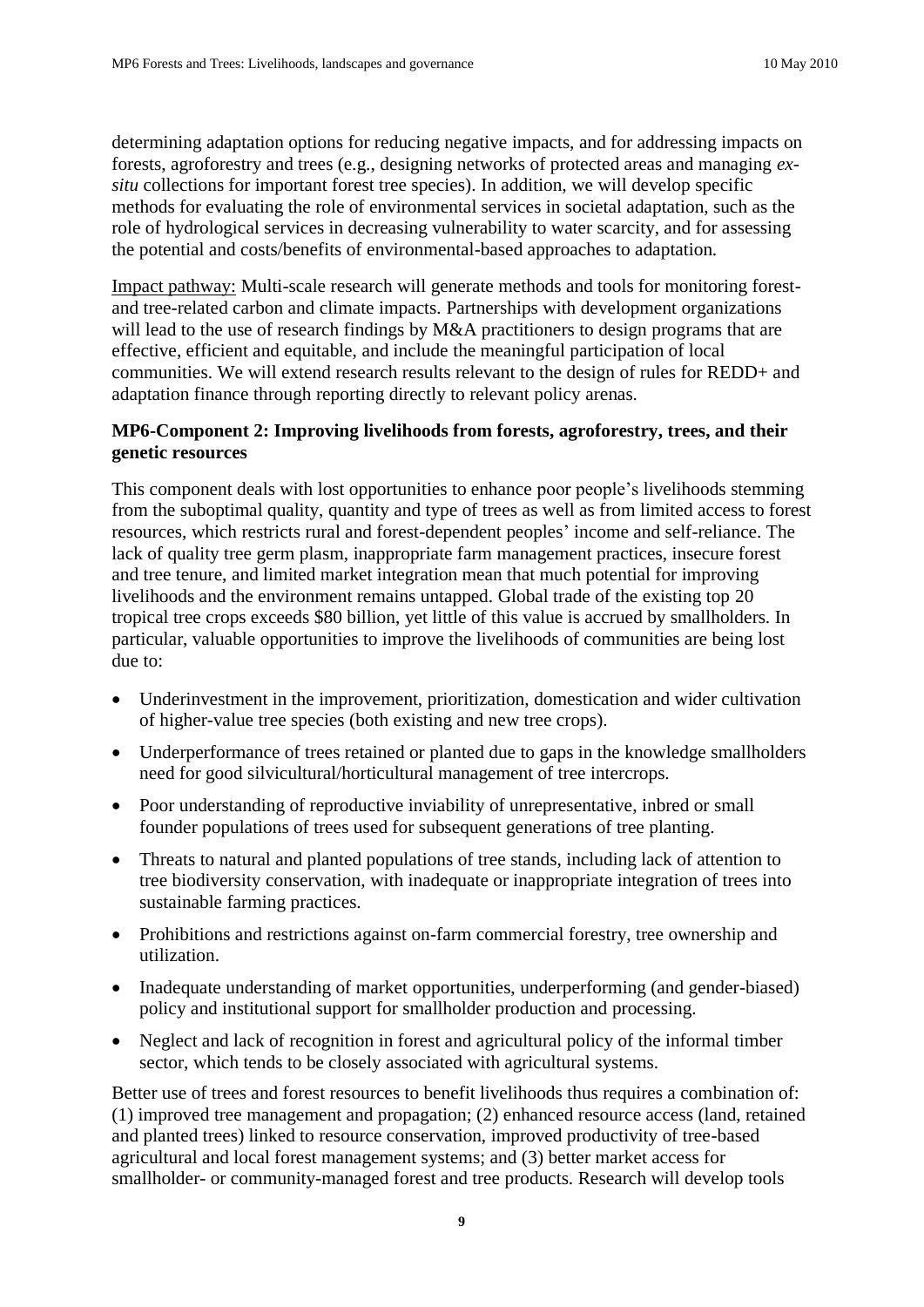determining adaptation options for reducing negative impacts, and for addressing impacts on forests, agroforestry and trees (e.g., designing networks of protected areas and managing *ex-situ* collections for important forest tree species). In addition, we will develop specific methods for evaluating the role of environmental services in societal adaptation, such as the role of hydrological services in decreasing vulnerability to water scarcity, and for assessing the potential and costs/benefits of environmental-based approaches to adaptation.

Impact pathway: Multi-scale research will generate methods and tools for monitoring forest- and tree-related carbon and climate impacts. Partnerships with development organizations will lead to the use of research findings by M&A practitioners to design programs that are effective, efficient and equitable, and include the meaningful participation of local communities. We will extend research results relevant to the design of rules for REDD+ and adaptation finance through reporting directly to relevant policy arenas.

**MP6-Component 2: Improving livelihoods from forests, agroforestry, trees, and their genetic resources**

This component deals with lost opportunities to enhance poor people's livelihoods stemming from the suboptimal quality, quantity and type of trees as well as from limited access to forest resources, which restricts rural and forest-dependent peoples' income and self-reliance. The lack of quality tree germ plasm, inappropriate farm management practices, insecure forest and tree tenure, and limited market integration mean that much potential for improving livelihoods and the environment remains untapped. Global trade of the existing top 20 tropical tree crops exceeds $80 billion, yet little of this value is accrued by smallholders. In particular, valuable opportunities to improve the livelihoods of communities are being lost due to:

- Underinvestment in the improvement, prioritization, domestication and wider cultivation of higher-value tree species (both existing and new tree crops).
- Underperformance of trees retained or planted due to gaps in the knowledge smallholders need for good silvicultural/horticultural management of tree intercrops.
- Poor understanding of reproductive inviability of unrepresentative, inbred or small founder populations of trees used for subsequent generations of tree planting.
- Threats to natural and planted populations of tree stands, including lack of attention to tree biodiversity conservation, with inadequate or inappropriate integration of trees into sustainable farming practices.
- Prohibitions and restrictions against on-farm commercial forestry, tree ownership and utilization.
- Inadequate understanding of market opportunities, underperforming (and gender-biased) policy and institutional support for smallholder production and processing.
- Neglect and lack of recognition in forest and agricultural policy of the informal timber sector, which tends to be closely associated with agricultural systems.

Better use of trees and forest resources to benefit livelihoods thus requires a combination of: (1) improved tree management and propagation; (2) enhanced resource access (land, retained and planted trees) linked to resource conservation, improved productivity of tree-based agricultural and local forest management systems; and (3) better market access for smallholder- or community-managed forest and tree products. Research will develop tools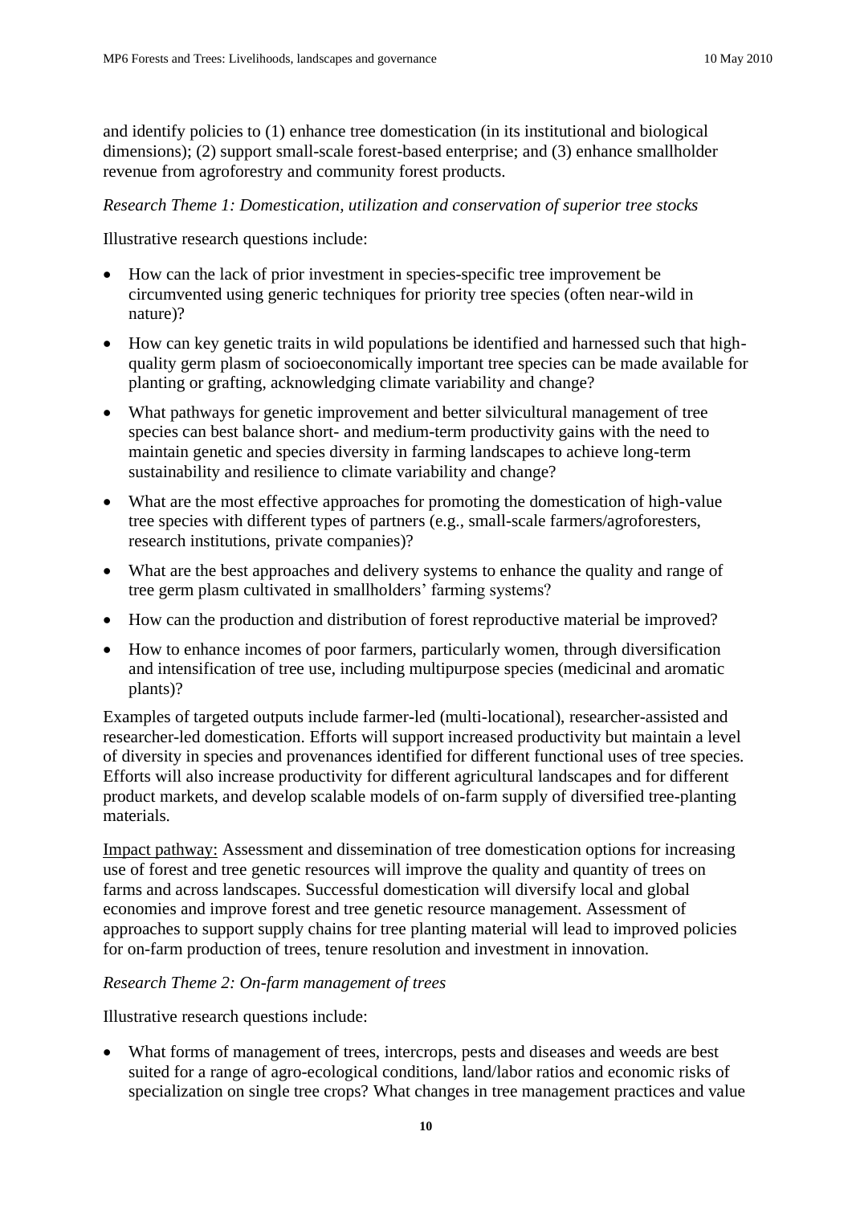and identify policies to (1) enhance tree domestication (in its institutional and biological dimensions); (2) support small-scale forest-based enterprise; and (3) enhance smallholder revenue from agroforestry and community forest products.

*Research Theme 1: Domestication, utilization and conservation of superior tree stocks*

Illustrative research questions include:

- How can the lack of prior investment in species-specific tree improvement be circumvented using generic techniques for priority tree species (often near-wild in nature)?
- How can key genetic traits in wild populations be identified and harnessed such that high-quality germ plasm of socioeconomically important tree species can be made available for planting or grafting, acknowledging climate variability and change?
- What pathways for genetic improvement and better silvicultural management of tree species can best balance short- and medium-term productivity gains with the need to maintain genetic and species diversity in farming landscapes to achieve long-term sustainability and resilience to climate variability and change?
- What are the most effective approaches for promoting the domestication of high-value tree species with different types of partners (e.g., small-scale farmers/agroforesters, research institutions, private companies)?
- What are the best approaches and delivery systems to enhance the quality and range of tree germ plasm cultivated in smallholders' farming systems?
- How can the production and distribution of forest reproductive material be improved?
- How to enhance incomes of poor farmers, particularly women, through diversification and intensification of tree use, including multipurpose species (medicinal and aromatic plants)?

Examples of targeted outputs include farmer-led (multi-locational), researcher-assisted and researcher-led domestication. Efforts will support increased productivity but maintain a level of diversity in species and provenances identified for different functional uses of tree species. Efforts will also increase productivity for different agricultural landscapes and for different product markets, and develop scalable models of on-farm supply of diversified tree-planting materials.

Impact pathway: Assessment and dissemination of tree domestication options for increasing use of forest and tree genetic resources will improve the quality and quantity of trees on farms and across landscapes. Successful domestication will diversify local and global economies and improve forest and tree genetic resource management. Assessment of approaches to support supply chains for tree planting material will lead to improved policies for on-farm production of trees, tenure resolution and investment in innovation.

*Research Theme 2: On-farm management of trees*

Illustrative research questions include:

- What forms of management of trees, intercrops, pests and diseases and weeds are best suited for a range of agro-ecological conditions, land/labor ratios and economic risks of specialization on single tree crops? What changes in tree management practices and value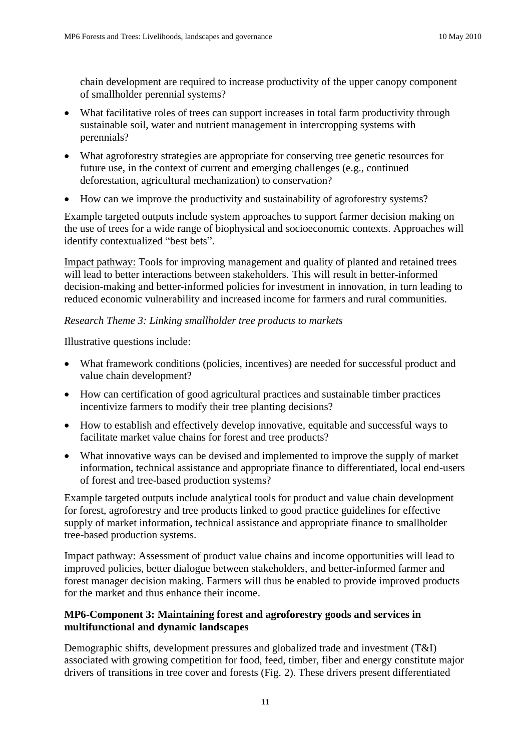chain development are required to increase productivity of the upper canopy component of smallholder perennial systems?

- What facilitative roles of trees can support increases in total farm productivity through sustainable soil, water and nutrient management in intercropping systems with perennials?
- What agroforestry strategies are appropriate for conserving tree genetic resources for future use, in the context of current and emerging challenges (e.g., continued deforestation, agricultural mechanization) to conservation?
- How can we improve the productivity and sustainability of agroforestry systems?

Example targeted outputs include system approaches to support farmer decision making on the use of trees for a wide range of biophysical and socioeconomic contexts. Approaches will identify contextualized "best bets".

Impact pathway: Tools for improving management and quality of planted and retained trees will lead to better interactions between stakeholders. This will result in better-informed decision-making and better-informed policies for investment in innovation, in turn leading to reduced economic vulnerability and increased income for farmers and rural communities.

*Research Theme 3: Linking smallholder tree products to markets*

Illustrative questions include:

- What framework conditions (policies, incentives) are needed for successful product and value chain development?
- How can certification of good agricultural practices and sustainable timber practices incentivize farmers to modify their tree planting decisions?
- How to establish and effectively develop innovative, equitable and successful ways to facilitate market value chains for forest and tree products?
- What innovative ways can be devised and implemented to improve the supply of market information, technical assistance and appropriate finance to differentiated, local end-users of forest and tree-based production systems?

Example targeted outputs include analytical tools for product and value chain development for forest, agroforestry and tree products linked to good practice guidelines for effective supply of market information, technical assistance and appropriate finance to smallholder tree-based production systems.

Impact pathway: Assessment of product value chains and income opportunities will lead to improved policies, better dialogue between stakeholders, and better-informed farmer and forest manager decision making. Farmers will thus be enabled to provide improved products for the market and thus enhance their income.

**MP6-Component 3: Maintaining forest and agroforestry goods and services in multifunctional and dynamic landscapes**

Demographic shifts, development pressures and globalized trade and investment (T&I) associated with growing competition for food, feed, timber, fiber and energy constitute major drivers of transitions in tree cover and forests (Fig. 2). These drivers present differentiated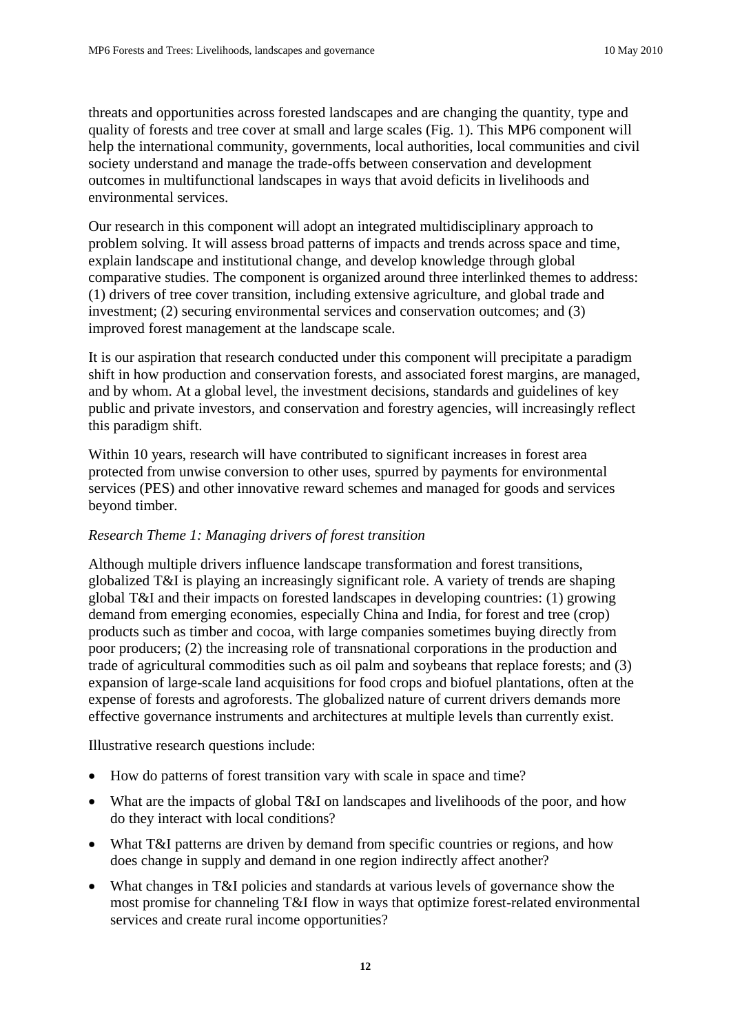threats and opportunities across forested landscapes and are changing the quantity, type and quality of forests and tree cover at small and large scales (Fig. 1). This MP6 component will help the international community, governments, local authorities, local communities and civil society understand and manage the trade-offs between conservation and development outcomes in multifunctional landscapes in ways that avoid deficits in livelihoods and environmental services.

Our research in this component will adopt an integrated multidisciplinary approach to problem solving. It will assess broad patterns of impacts and trends across space and time, explain landscape and institutional change, and develop knowledge through global comparative studies. The component is organized around three interlinked themes to address: (1) drivers of tree cover transition, including extensive agriculture, and global trade and investment; (2) securing environmental services and conservation outcomes; and (3) improved forest management at the landscape scale.

It is our aspiration that research conducted under this component will precipitate a paradigm shift in how production and conservation forests, and associated forest margins, are managed, and by whom. At a global level, the investment decisions, standards and guidelines of key public and private investors, and conservation and forestry agencies, will increasingly reflect this paradigm shift.

Within 10 years, research will have contributed to significant increases in forest area protected from unwise conversion to other uses, spurred by payments for environmental services (PES) and other innovative reward schemes and managed for goods and services beyond timber.

*Research Theme 1: Managing drivers of forest transition*

Although multiple drivers influence landscape transformation and forest transitions, globalized T&I is playing an increasingly significant role. A variety of trends are shaping global T&I and their impacts on forested landscapes in developing countries: (1) growing demand from emerging economies, especially China and India, for forest and tree (crop) products such as timber and cocoa, with large companies sometimes buying directly from poor producers; (2) the increasing role of transnational corporations in the production and trade of agricultural commodities such as oil palm and soybeans that replace forests; and (3) expansion of large-scale land acquisitions for food crops and biofuel plantations, often at the expense of forests and agroforests. The globalized nature of current drivers demands more effective governance instruments and architectures at multiple levels than currently exist.

Illustrative research questions include:

- How do patterns of forest transition vary with scale in space and time?
- What are the impacts of global T&I on landscapes and livelihoods of the poor, and how do they interact with local conditions?
- What T&I patterns are driven by demand from specific countries or regions, and how does change in supply and demand in one region indirectly affect another?
- What changes in T&I policies and standards at various levels of governance show the most promise for channeling T&I flow in ways that optimize forest-related environmental services and create rural income opportunities?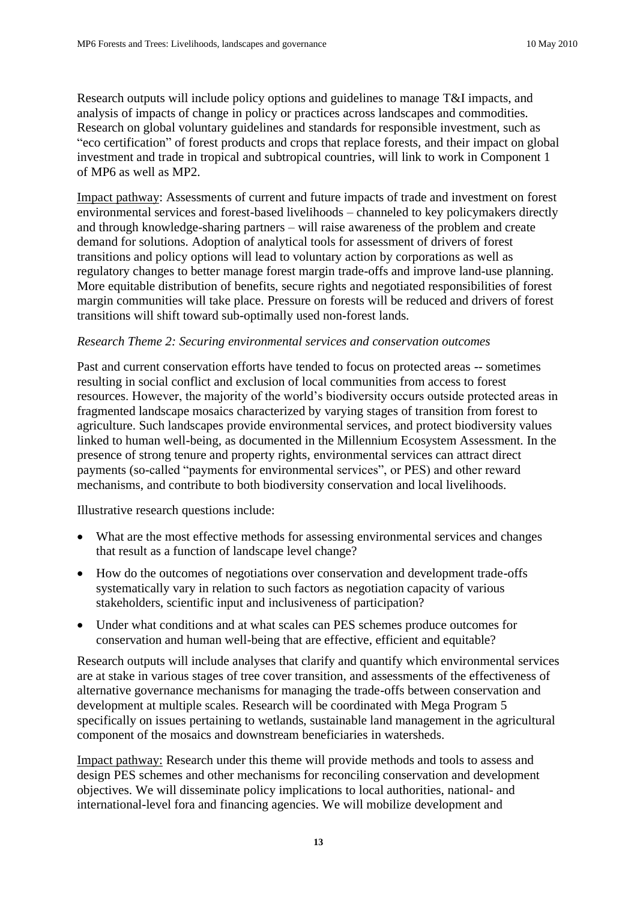Research outputs will include policy options and guidelines to manage T&I impacts, and analysis of impacts of change in policy or practices across landscapes and commodities. Research on global voluntary guidelines and standards for responsible investment, such as "eco certification" of forest products and crops that replace forests, and their impact on global investment and trade in tropical and subtropical countries, will link to work in Component 1 of MP6 as well as MP2.

Impact pathway: Assessments of current and future impacts of trade and investment on forest environmental services and forest-based livelihoods – channeled to key policymakers directly and through knowledge-sharing partners – will raise awareness of the problem and create demand for solutions. Adoption of analytical tools for assessment of drivers of forest transitions and policy options will lead to voluntary action by corporations as well as regulatory changes to better manage forest margin trade-offs and improve land-use planning. More equitable distribution of benefits, secure rights and negotiated responsibilities of forest margin communities will take place. Pressure on forests will be reduced and drivers of forest transitions will shift toward sub-optimally used non-forest lands.

*Research Theme 2: Securing environmental services and conservation outcomes*

Past and current conservation efforts have tended to focus on protected areas -- sometimes resulting in social conflict and exclusion of local communities from access to forest resources. However, the majority of the world's biodiversity occurs outside protected areas in fragmented landscape mosaics characterized by varying stages of transition from forest to agriculture. Such landscapes provide environmental services, and protect biodiversity values linked to human well-being, as documented in the Millennium Ecosystem Assessment. In the presence of strong tenure and property rights, environmental services can attract direct payments (so-called "payments for environmental services", or PES) and other reward mechanisms, and contribute to both biodiversity conservation and local livelihoods.

Illustrative research questions include:

- What are the most effective methods for assessing environmental services and changes that result as a function of landscape level change?
- How do the outcomes of negotiations over conservation and development trade-offs systematically vary in relation to such factors as negotiation capacity of various stakeholders, scientific input and inclusiveness of participation?
- Under what conditions and at what scales can PES schemes produce outcomes for conservation and human well-being that are effective, efficient and equitable?

Research outputs will include analyses that clarify and quantify which environmental services are at stake in various stages of tree cover transition, and assessments of the effectiveness of alternative governance mechanisms for managing the trade-offs between conservation and development at multiple scales. Research will be coordinated with Mega Program 5 specifically on issues pertaining to wetlands, sustainable land management in the agricultural component of the mosaics and downstream beneficiaries in watersheds.

Impact pathway: Research under this theme will provide methods and tools to assess and design PES schemes and other mechanisms for reconciling conservation and development objectives. We will disseminate policy implications to local authorities, national- and international-level fora and financing agencies. We will mobilize development and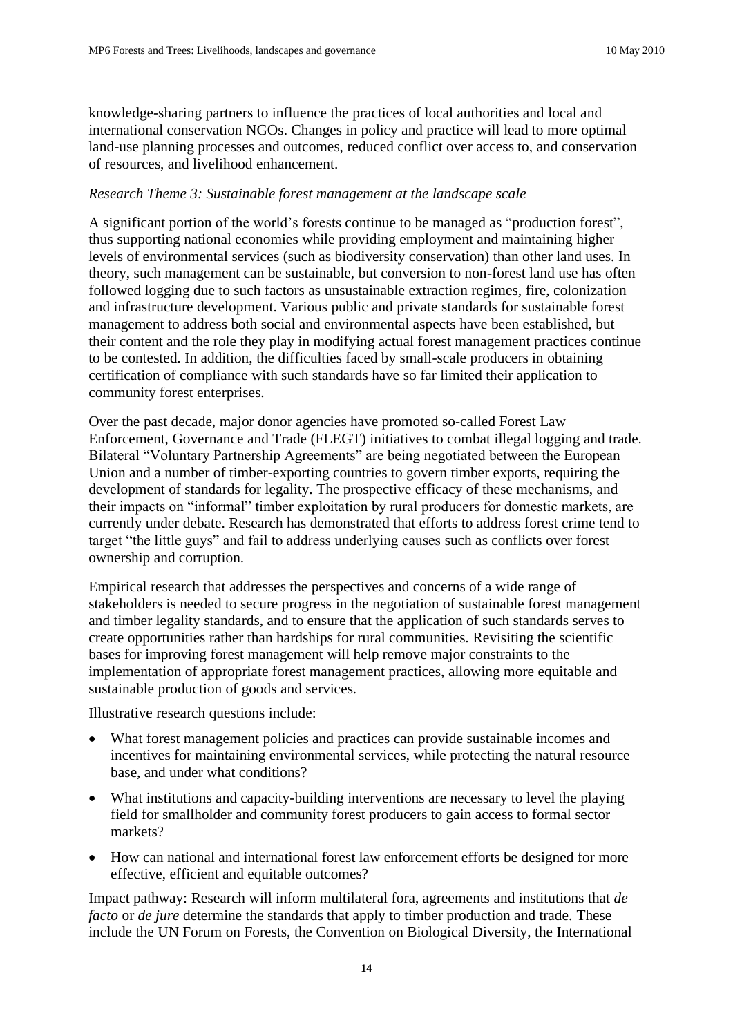knowledge-sharing partners to influence the practices of local authorities and local and international conservation NGOs. Changes in policy and practice will lead to more optimal land-use planning processes and outcomes, reduced conflict over access to, and conservation of resources, and livelihood enhancement.

*Research Theme 3: Sustainable forest management at the landscape scale*

A significant portion of the world's forests continue to be managed as "production forest", thus supporting national economies while providing employment and maintaining higher levels of environmental services (such as biodiversity conservation) than other land uses. In theory, such management can be sustainable, but conversion to non-forest land use has often followed logging due to such factors as unsustainable extraction regimes, fire, colonization and infrastructure development. Various public and private standards for sustainable forest management to address both social and environmental aspects have been established, but their content and the role they play in modifying actual forest management practices continue to be contested. In addition, the difficulties faced by small-scale producers in obtaining certification of compliance with such standards have so far limited their application to community forest enterprises.

Over the past decade, major donor agencies have promoted so-called Forest Law Enforcement, Governance and Trade (FLEGT) initiatives to combat illegal logging and trade. Bilateral "Voluntary Partnership Agreements" are being negotiated between the European Union and a number of timber-exporting countries to govern timber exports, requiring the development of standards for legality. The prospective efficacy of these mechanisms, and their impacts on "informal" timber exploitation by rural producers for domestic markets, are currently under debate. Research has demonstrated that efforts to address forest crime tend to target "the little guys" and fail to address underlying causes such as conflicts over forest ownership and corruption.

Empirical research that addresses the perspectives and concerns of a wide range of stakeholders is needed to secure progress in the negotiation of sustainable forest management and timber legality standards, and to ensure that the application of such standards serves to create opportunities rather than hardships for rural communities. Revisiting the scientific bases for improving forest management will help remove major constraints to the implementation of appropriate forest management practices, allowing more equitable and sustainable production of goods and services.

Illustrative research questions include:

- What forest management policies and practices can provide sustainable incomes and incentives for maintaining environmental services, while protecting the natural resource base, and under what conditions?
- What institutions and capacity-building interventions are necessary to level the playing field for smallholder and community forest producers to gain access to formal sector markets?
- How can national and international forest law enforcement efforts be designed for more effective, efficient and equitable outcomes?

Impact pathway: Research will inform multilateral fora, agreements and institutions that *de facto* or *de jure* determine the standards that apply to timber production and trade. These include the UN Forum on Forests, the Convention on Biological Diversity, the International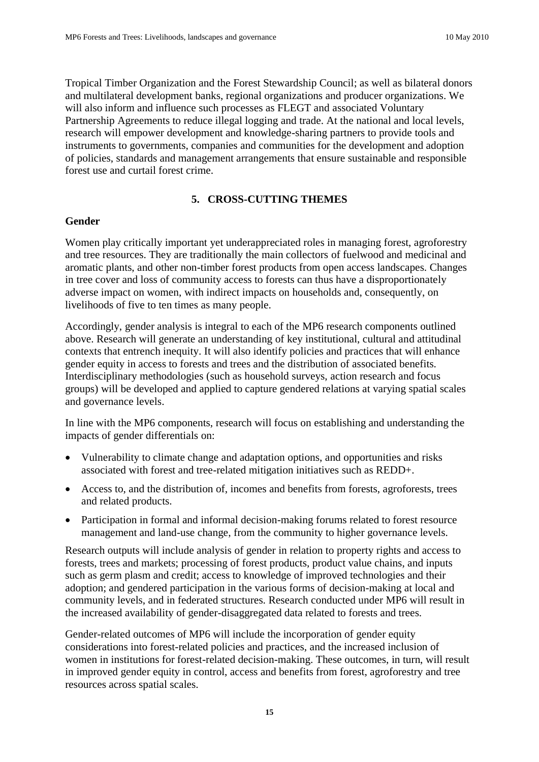Tropical Timber Organization and the Forest Stewardship Council; as well as bilateral donors and multilateral development banks, regional organizations and producer organizations. We will also inform and influence such processes as FLEGT and associated Voluntary Partnership Agreements to reduce illegal logging and trade. At the national and local levels, research will empower development and knowledge-sharing partners to provide tools and instruments to governments, companies and communities for the development and adoption of policies, standards and management arrangements that ensure sustainable and responsible forest use and curtail forest crime.

## 5. CROSS-CUTTING THEMES

### Gender

Women play critically important yet underappreciated roles in managing forest, agroforestry and tree resources. They are traditionally the main collectors of fuelwood and medicinal and aromatic plants, and other non-timber forest products from open access landscapes. Changes in tree cover and loss of community access to forests can thus have a disproportionately adverse impact on women, with indirect impacts on households and, consequently, on livelihoods of five to ten times as many people.

Accordingly, gender analysis is integral to each of the MP6 research components outlined above. Research will generate an understanding of key institutional, cultural and attitudinal contexts that entrench inequity. It will also identify policies and practices that will enhance gender equity in access to forests and trees and the distribution of associated benefits. Interdisciplinary methodologies (such as household surveys, action research and focus groups) will be developed and applied to capture gendered relations at varying spatial scales and governance levels.

In line with the MP6 components, research will focus on establishing and understanding the impacts of gender differentials on:

- Vulnerability to climate change and adaptation options, and opportunities and risks associated with forest and tree-related mitigation initiatives such as REDD+.
- Access to, and the distribution of, incomes and benefits from forests, agroforests, trees and related products.
- Participation in formal and informal decision-making forums related to forest resource management and land-use change, from the community to higher governance levels.

Research outputs will include analysis of gender in relation to property rights and access to forests, trees and markets; processing of forest products, product value chains, and inputs such as germ plasm and credit; access to knowledge of improved technologies and their adoption; and gendered participation in the various forms of decision-making at local and community levels, and in federated structures. Research conducted under MP6 will result in the increased availability of gender-disaggregated data related to forests and trees.

Gender-related outcomes of MP6 will include the incorporation of gender equity considerations into forest-related policies and practices, and the increased inclusion of women in institutions for forest-related decision-making. These outcomes, in turn, will result in improved gender equity in control, access and benefits from forest, agroforestry and tree resources across spatial scales.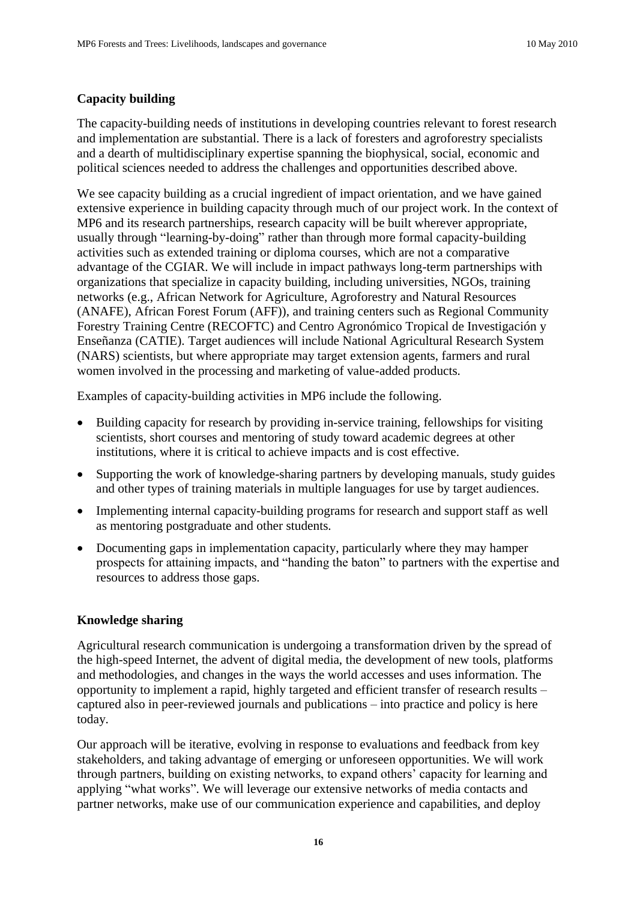## Capacity building

The capacity-building needs of institutions in developing countries relevant to forest research and implementation are substantial. There is a lack of foresters and agroforestry specialists and a dearth of multidisciplinary expertise spanning the biophysical, social, economic and political sciences needed to address the challenges and opportunities described above.

We see capacity building as a crucial ingredient of impact orientation, and we have gained extensive experience in building capacity through much of our project work. In the context of MP6 and its research partnerships, research capacity will be built wherever appropriate, usually through "learning-by-doing" rather than through more formal capacity-building activities such as extended training or diploma courses, which are not a comparative advantage of the CGIAR. We will include in impact pathways long-term partnerships with organizations that specialize in capacity building, including universities, NGOs, training networks (e.g., African Network for Agriculture, Agroforestry and Natural Resources (ANAFE), African Forest Forum (AFF)), and training centers such as Regional Community Forestry Training Centre (RECOFTC) and Centro Agronómico Tropical de Investigación y Enseñanza (CATIE). Target audiences will include National Agricultural Research System (NARS) scientists, but where appropriate may target extension agents, farmers and rural women involved in the processing and marketing of value-added products.

Examples of capacity-building activities in MP6 include the following.

- Building capacity for research by providing in-service training, fellowships for visiting scientists, short courses and mentoring of study toward academic degrees at other institutions, where it is critical to achieve impacts and is cost effective.
- Supporting the work of knowledge-sharing partners by developing manuals, study guides and other types of training materials in multiple languages for use by target audiences.
- Implementing internal capacity-building programs for research and support staff as well as mentoring postgraduate and other students.
- Documenting gaps in implementation capacity, particularly where they may hamper prospects for attaining impacts, and "handing the baton" to partners with the expertise and resources to address those gaps.

## Knowledge sharing

Agricultural research communication is undergoing a transformation driven by the spread of the high-speed Internet, the advent of digital media, the development of new tools, platforms and methodologies, and changes in the ways the world accesses and uses information. The opportunity to implement a rapid, highly targeted and efficient transfer of research results – captured also in peer-reviewed journals and publications – into practice and policy is here today.

Our approach will be iterative, evolving in response to evaluations and feedback from key stakeholders, and taking advantage of emerging or unforeseen opportunities. We will work through partners, building on existing networks, to expand others' capacity for learning and applying "what works". We will leverage our extensive networks of media contacts and partner networks, make use of our communication experience and capabilities, and deploy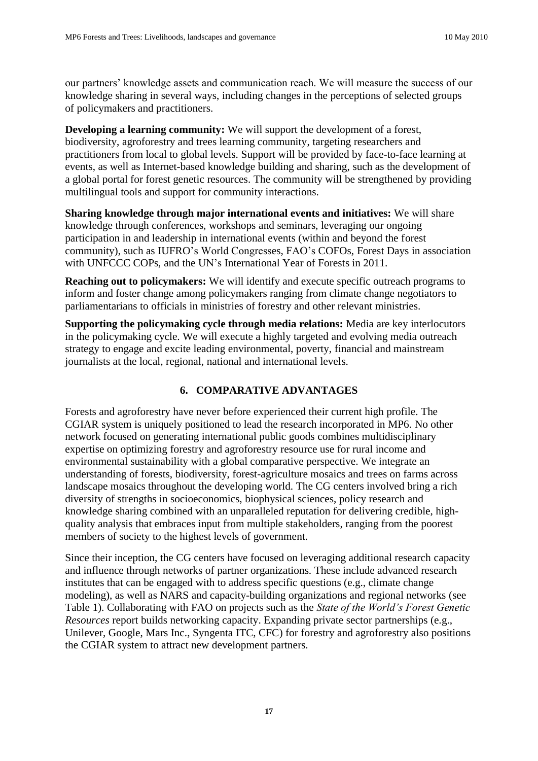our partners' knowledge assets and communication reach. We will measure the success of our knowledge sharing in several ways, including changes in the perceptions of selected groups of policymakers and practitioners.

**Developing a learning community:** We will support the development of a forest, biodiversity, agroforestry and trees learning community, targeting researchers and practitioners from local to global levels. Support will be provided by face-to-face learning at events, as well as Internet-based knowledge building and sharing, such as the development of a global portal for forest genetic resources. The community will be strengthened by providing multilingual tools and support for community interactions.

**Sharing knowledge through major international events and initiatives:** We will share knowledge through conferences, workshops and seminars, leveraging our ongoing participation in and leadership in international events (within and beyond the forest community), such as IUFRO's World Congresses, FAO's COFOs, Forest Days in association with UNFCCC COPs, and the UN's International Year of Forests in 2011.

**Reaching out to policymakers:** We will identify and execute specific outreach programs to inform and foster change among policymakers ranging from climate change negotiators to parliamentarians to officials in ministries of forestry and other relevant ministries.

**Supporting the policymaking cycle through media relations:** Media are key interlocutors in the policymaking cycle. We will execute a highly targeted and evolving media outreach strategy to engage and excite leading environmental, poverty, financial and mainstream journalists at the local, regional, national and international levels.

## 6. COMPARATIVE ADVANTAGES

Forests and agroforestry have never before experienced their current high profile. The CGIAR system is uniquely positioned to lead the research incorporated in MP6. No other network focused on generating international public goods combines multidisciplinary expertise on optimizing forestry and agroforestry resource use for rural income and environmental sustainability with a global comparative perspective. We integrate an understanding of forests, biodiversity, forest-agriculture mosaics and trees on farms across landscape mosaics throughout the developing world. The CG centers involved bring a rich diversity of strengths in socioeconomics, biophysical sciences, policy research and knowledge sharing combined with an unparalleled reputation for delivering credible, high-quality analysis that embraces input from multiple stakeholders, ranging from the poorest members of society to the highest levels of government.

Since their inception, the CG centers have focused on leveraging additional research capacity and influence through networks of partner organizations. These include advanced research institutes that can be engaged with to address specific questions (e.g., climate change modeling), as well as NARS and capacity-building organizations and regional networks (see Table 1). Collaborating with FAO on projects such as the *State of the World's Forest Genetic Resources* report builds networking capacity. Expanding private sector partnerships (e.g., Unilever, Google, Mars Inc., Syngenta ITC, CFC) for forestry and agroforestry also positions the CGIAR system to attract new development partners.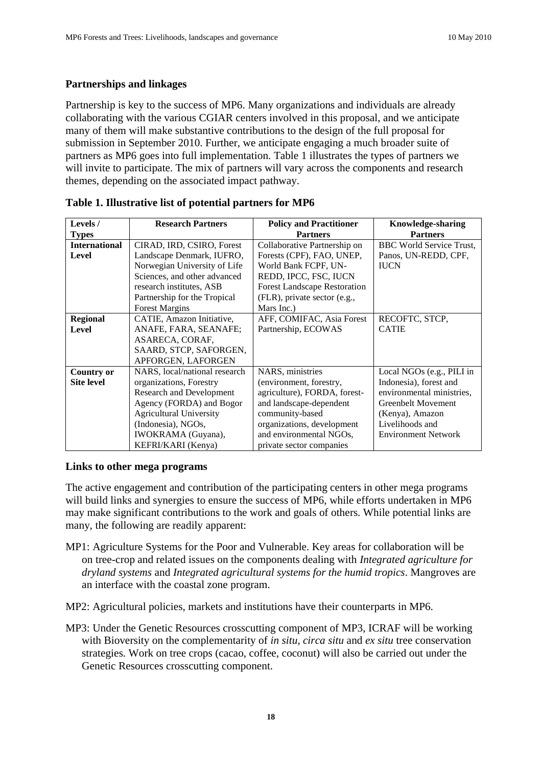### Partnerships and linkages

Partnership is key to the success of MP6. Many organizations and individuals are already collaborating with the various CGIAR centers involved in this proposal, and we anticipate many of them will make substantive contributions to the design of the full proposal for submission in September 2010. Further, we anticipate engaging a much broader suite of partners as MP6 goes into full implementation. Table 1 illustrates the types of partners we will invite to participate. The mix of partners will vary across the components and research themes, depending on the associated impact pathway.

**Table 1. Illustrative list of potential partners for MP6**

| Levels / Types | Research Partners | Policy and Practitioner Partners | Knowledge-sharing Partners |
|---|---|---|---|
| **International Level** | CIRAD, IRD, CSIRO, Forest Landscape Denmark, IUFRO, Norwegian University of Life Sciences, and other advanced research institutes, ASB Partnership for the Tropical Forest Margins | Collaborative Partnership on Forests (CPF), FAO, UNEP, World Bank FCPF, UN-REDD, IPCC, FSC, IUCN Forest Landscape Restoration (FLR), private sector (e.g., Mars Inc.) | BBC World Service Trust, Panos, UN-REDD, CPF, IUCN |
| **Regional Level** | CATIE, Amazon Initiative, ANAFE, FARA, SEANAFE; ASARECA, CORAF, SAARD, STCP, SAFORGEN, APFORGEN, LAFORGEN | AFF, COMIFAC, Asia Forest Partnership, ECOWAS | RECOFTC, STCP, CATIE |
| **Country or Site level** | NARS, local/national research organizations, Forestry Research and Development Agency (FORDA) and Bogor Agricultural University (Indonesia), NGOs, IWOKRAMA (Guyana), KEFRI/KARI (Kenya) | NARS, ministries (environment, forestry, agriculture), FORDA, forest- and landscape-dependent community-based organizations, development and environmental NGOs, private sector companies | Local NGOs (e.g., PILI in Indonesia), forest and environmental ministries, Greenbelt Movement (Kenya), Amazon Livelihoods and Environment Network |

### Links to other mega programs

The active engagement and contribution of the participating centers in other mega programs will build links and synergies to ensure the success of MP6, while efforts undertaken in MP6 may make significant contributions to the work and goals of others. While potential links are many, the following are readily apparent:

MP1: Agriculture Systems for the Poor and Vulnerable. Key areas for collaboration will be on tree-crop and related issues on the components dealing with *Integrated agriculture for dryland systems* and *Integrated agricultural systems for the humid tropics*. Mangroves are an interface with the coastal zone program.

MP2: Agricultural policies, markets and institutions have their counterparts in MP6.

MP3: Under the Genetic Resources crosscutting component of MP3, ICRAF will be working with Bioversity on the complementarity of *in situ*, *circa situ* and *ex situ* tree conservation strategies. Work on tree crops (cacao, coffee, coconut) will also be carried out under the Genetic Resources crosscutting component.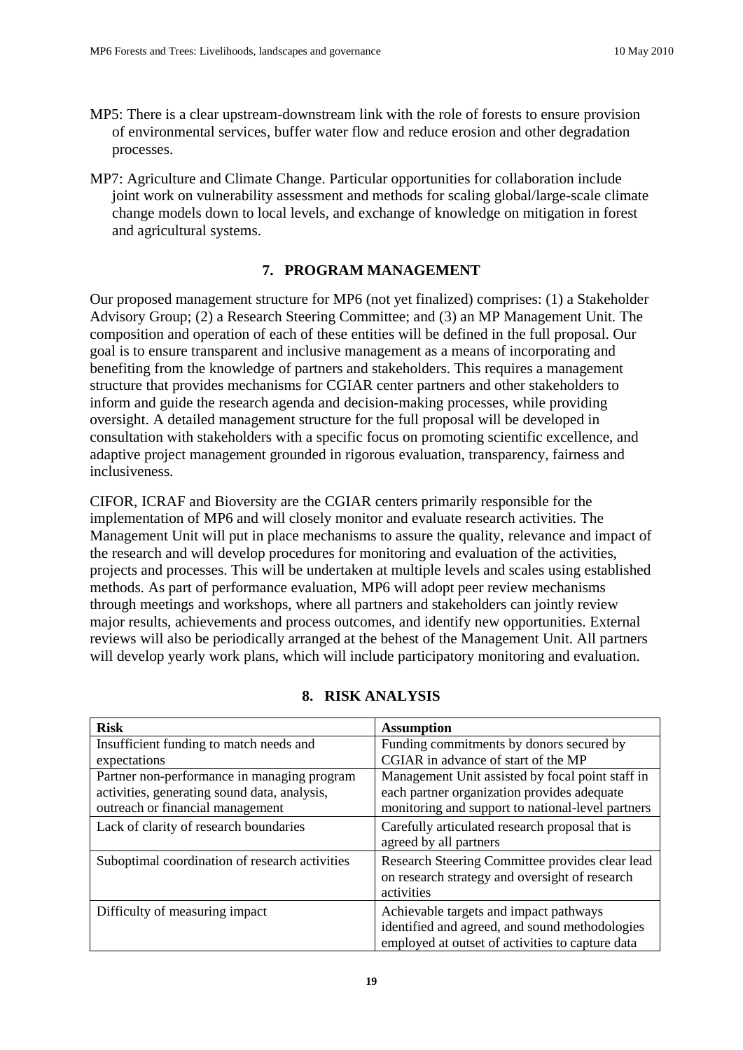MP5: There is a clear upstream-downstream link with the role of forests to ensure provision of environmental services, buffer water flow and reduce erosion and other degradation processes.

MP7: Agriculture and Climate Change. Particular opportunities for collaboration include joint work on vulnerability assessment and methods for scaling global/large-scale climate change models down to local levels, and exchange of knowledge on mitigation in forest and agricultural systems.

## 7. PROGRAM MANAGEMENT

Our proposed management structure for MP6 (not yet finalized) comprises: (1) a Stakeholder Advisory Group; (2) a Research Steering Committee; and (3) an MP Management Unit. The composition and operation of each of these entities will be defined in the full proposal. Our goal is to ensure transparent and inclusive management as a means of incorporating and benefiting from the knowledge of partners and stakeholders. This requires a management structure that provides mechanisms for CGIAR center partners and other stakeholders to inform and guide the research agenda and decision-making processes, while providing oversight. A detailed management structure for the full proposal will be developed in consultation with stakeholders with a specific focus on promoting scientific excellence, and adaptive project management grounded in rigorous evaluation, transparency, fairness and inclusiveness.

CIFOR, ICRAF and Bioversity are the CGIAR centers primarily responsible for the implementation of MP6 and will closely monitor and evaluate research activities. The Management Unit will put in place mechanisms to assure the quality, relevance and impact of the research and will develop procedures for monitoring and evaluation of the activities, projects and processes. This will be undertaken at multiple levels and scales using established methods. As part of performance evaluation, MP6 will adopt peer review mechanisms through meetings and workshops, where all partners and stakeholders can jointly review major results, achievements and process outcomes, and identify new opportunities. External reviews will also be periodically arranged at the behest of the Management Unit. All partners will develop yearly work plans, which will include participatory monitoring and evaluation.

## 8. RISK ANALYSIS

| Risk | Assumption |
|---|---|
| Insufficient funding to match needs and expectations | Funding commitments by donors secured by CGIAR in advance of start of the MP |
| Partner non-performance in managing program activities, generating sound data, analysis, outreach or financial management | Management Unit assisted by focal point staff in each partner organization provides adequate monitoring and support to national-level partners |
| Lack of clarity of research boundaries | Carefully articulated research proposal that is agreed by all partners |
| Suboptimal coordination of research activities | Research Steering Committee provides clear lead on research strategy and oversight of research activities |
| Difficulty of measuring impact | Achievable targets and impact pathways identified and agreed, and sound methodologies employed at outset of activities to capture data |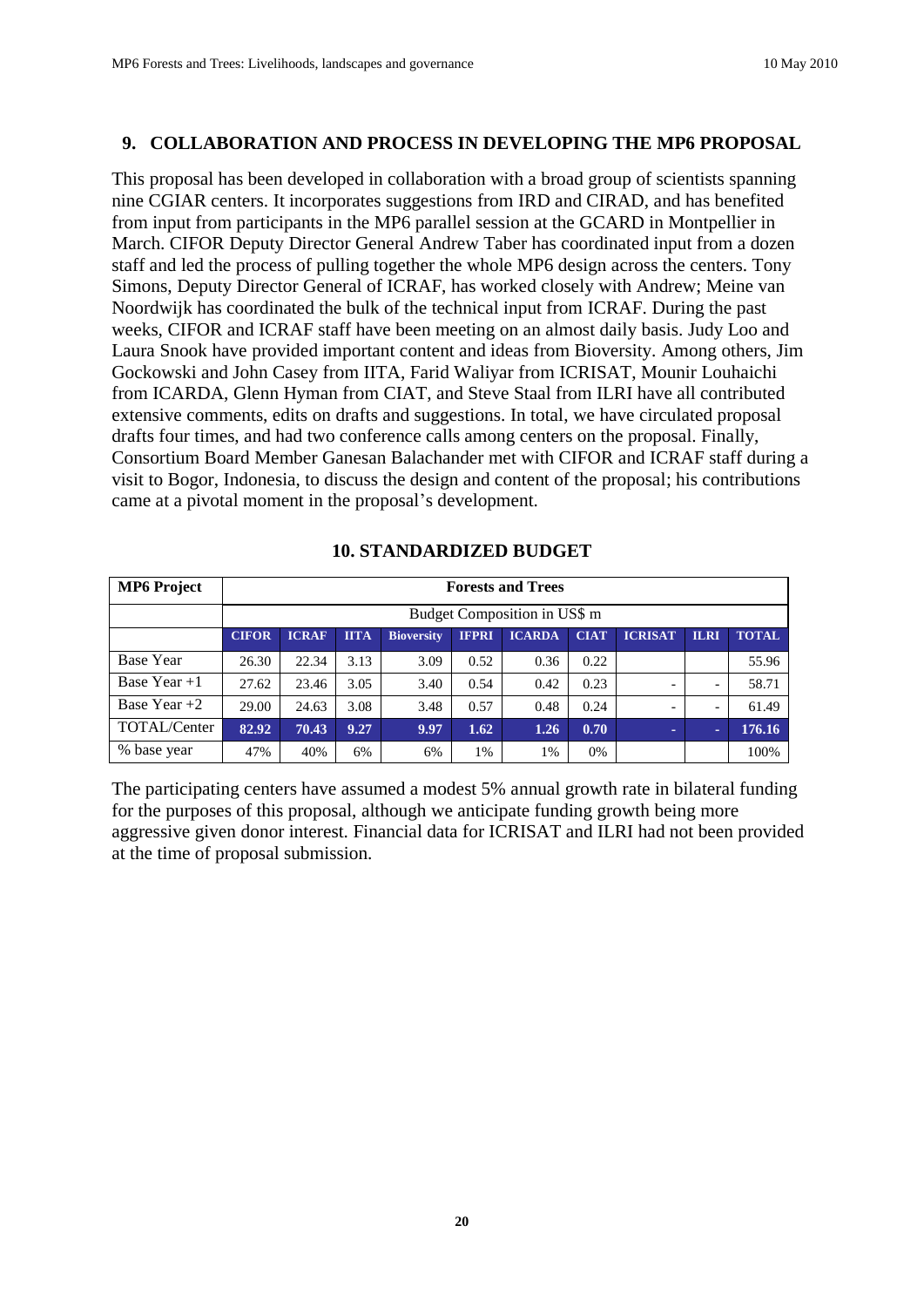## 9. COLLABORATION AND PROCESS IN DEVELOPING THE MP6 PROPOSAL

This proposal has been developed in collaboration with a broad group of scientists spanning nine CGIAR centers. It incorporates suggestions from IRD and CIRAD, and has benefited from input from participants in the MP6 parallel session at the GCARD in Montpellier in March. CIFOR Deputy Director General Andrew Taber has coordinated input from a dozen staff and led the process of pulling together the whole MP6 design across the centers. Tony Simons, Deputy Director General of ICRAF, has worked closely with Andrew; Meine van Noordwijk has coordinated the bulk of the technical input from ICRAF. During the past weeks, CIFOR and ICRAF staff have been meeting on an almost daily basis. Judy Loo and Laura Snook have provided important content and ideas from Bioversity. Among others, Jim Gockowski and John Casey from IITA, Farid Waliyar from ICRISAT, Mounir Louhaichi from ICARDA, Glenn Hyman from CIAT, and Steve Staal from ILRI have all contributed extensive comments, edits on drafts and suggestions. In total, we have circulated proposal drafts four times, and had two conference calls among centers on the proposal. Finally, Consortium Board Member Ganesan Balachander met with CIFOR and ICRAF staff during a visit to Bogor, Indonesia, to discuss the design and content of the proposal; his contributions came at a pivotal moment in the proposal's development.

## 10. STANDARDIZED BUDGET

| MP6 Project | Forests and Trees | | | | | | | | | |
|---|---|---|---|---|---|---|---|---|---|---|
| | Budget Composition in US$ m | | | | | | | | | |
| | **CIFOR** | **ICRAF** | **IITA** | **Bioversity** | **IFPRI** | **ICARDA** | **CIAT** | **ICRISAT** | **ILRI** | **TOTAL** |
| Base Year | 26.30 | 22.34 | 3.13 | 3.09 | 0.52 | 0.36 | 0.22 | | | 55.96 |
| Base Year +1 | 27.62 | 23.46 | 3.05 | 3.40 | 0.54 | 0.42 | 0.23 | - | - | 58.71 |
| Base Year +2 | 29.00 | 24.63 | 3.08 | 3.48 | 0.57 | 0.48 | 0.24 | - | - | 61.49 |
| TOTAL/Center | **82.92** | **70.43** | **9.27** | **9.97** | **1.62** | **1.26** | **0.70** | - | - | **176.16** |
| % base year | 47% | 40% | 6% | 6% | 1% | 1% | 0% | | | 100% |

The participating centers have assumed a modest 5% annual growth rate in bilateral funding for the purposes of this proposal, although we anticipate funding growth being more aggressive given donor interest. Financial data for ICRISAT and ILRI had not been provided at the time of proposal submission.